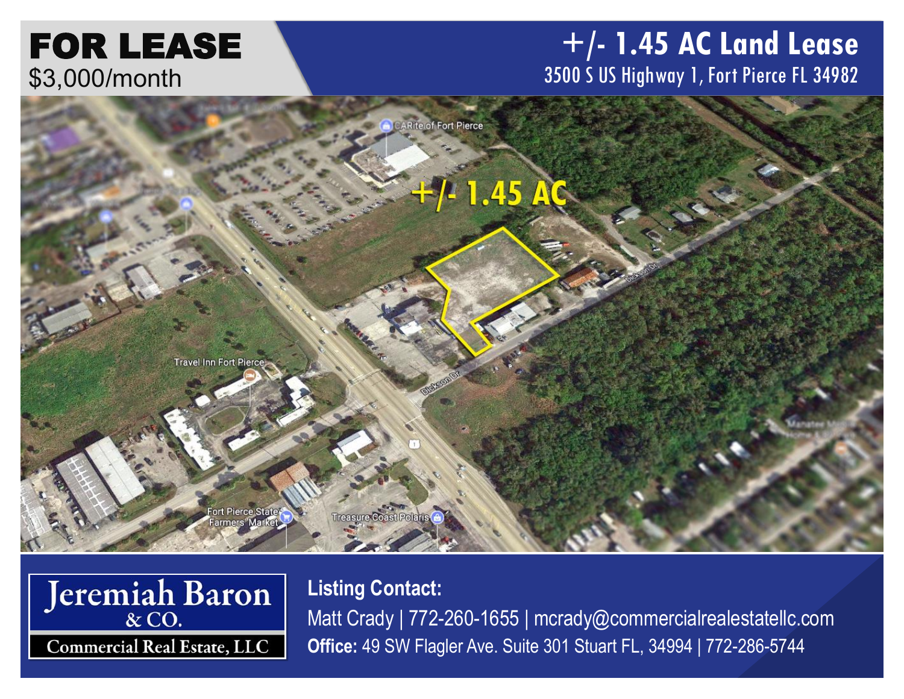# FOR LEASE

$3,000/month

# +/- 1.45 AC Land Lease

3500 S US Highway 1, Fort Pierce FL 34982

+/- 1.45 AC

Jeremiah Baron & CO.

Commercial Real Estate, LLC

**Listing Contact:**

Matt Crady | 772-260-1655 | mcrady@commercialrealestatellc.com

**Office:** 49 SW Flagler Ave. Suite 301 Stuart FL, 34994 | 772-286-5744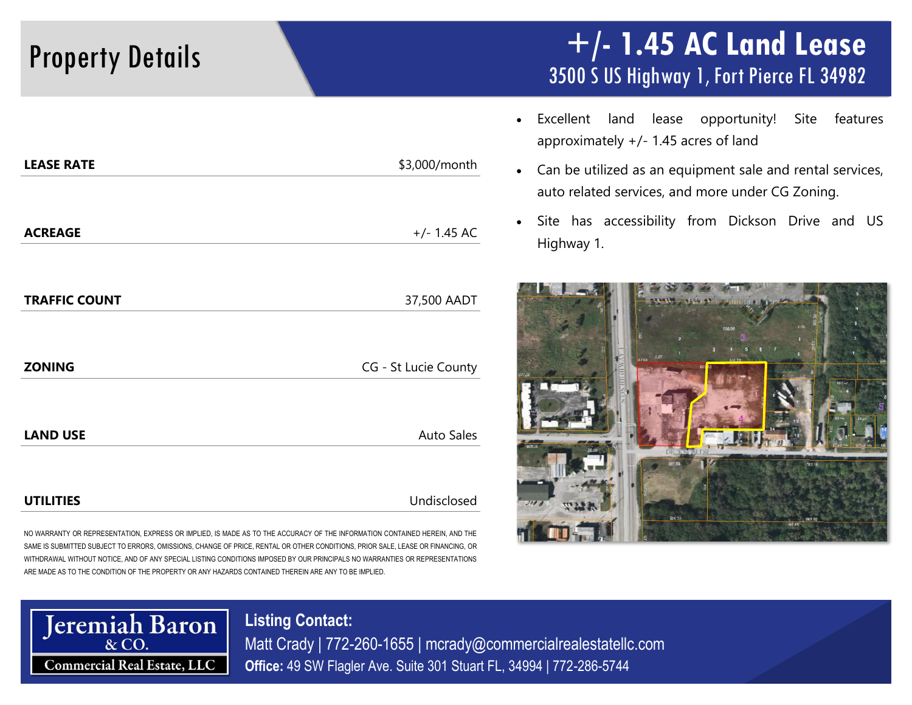# Property Details

## +/- 1.45 AC Land Lease

### 3500 S US Highway 1, Fort Pierce FL 34982

| | |
|---|---|
| **LEASE RATE** | $3,000/month |
| **ACREAGE** | +/- 1.45 AC |
| **TRAFFIC COUNT** | 37,500 AADT |
| **ZONING** | CG - St Lucie County |
| **LAND USE** | Auto Sales |
| **UTILITIES** | Undisclosed |

NO WARRANTY OR REPRESENTATION, EXPRESS OR IMPLIED, IS MADE AS TO THE ACCURACY OF THE INFORMATION CONTAINED HEREIN, AND THE SAME IS SUBMITTED SUBJECT TO ERRORS, OMISSIONS, CHANGE OF PRICE, RENTAL OR OTHER CONDITIONS, PRIOR SALE, LEASE OR FINANCING, OR WITHDRAWAL WITHOUT NOTICE, AND OF ANY SPECIAL LISTING CONDITIONS IMPOSED BY OUR PRINCIPALS NO WARRANTIES OR REPRESENTATIONS ARE MADE AS TO THE CONDITION OF THE PROPERTY OR ANY HAZARDS CONTAINED THEREIN ARE ANY TO BE IMPLIED.

- Excellent land lease opportunity! Site features approximately +/- 1.45 acres of land
- Can be utilized as an equipment sale and rental services, auto related services, and more under CG Zoning.
- Site has accessibility from Dickson Drive and US Highway 1.

Jeremiah Baron & CO. Commercial Real Estate, LLC

**Listing Contact:**
Matt Crady | 772-260-1655 | mcrady@commercialrealestatellc.com
**Office:** 49 SW Flagler Ave. Suite 301 Stuart FL, 34994 | 772-286-5744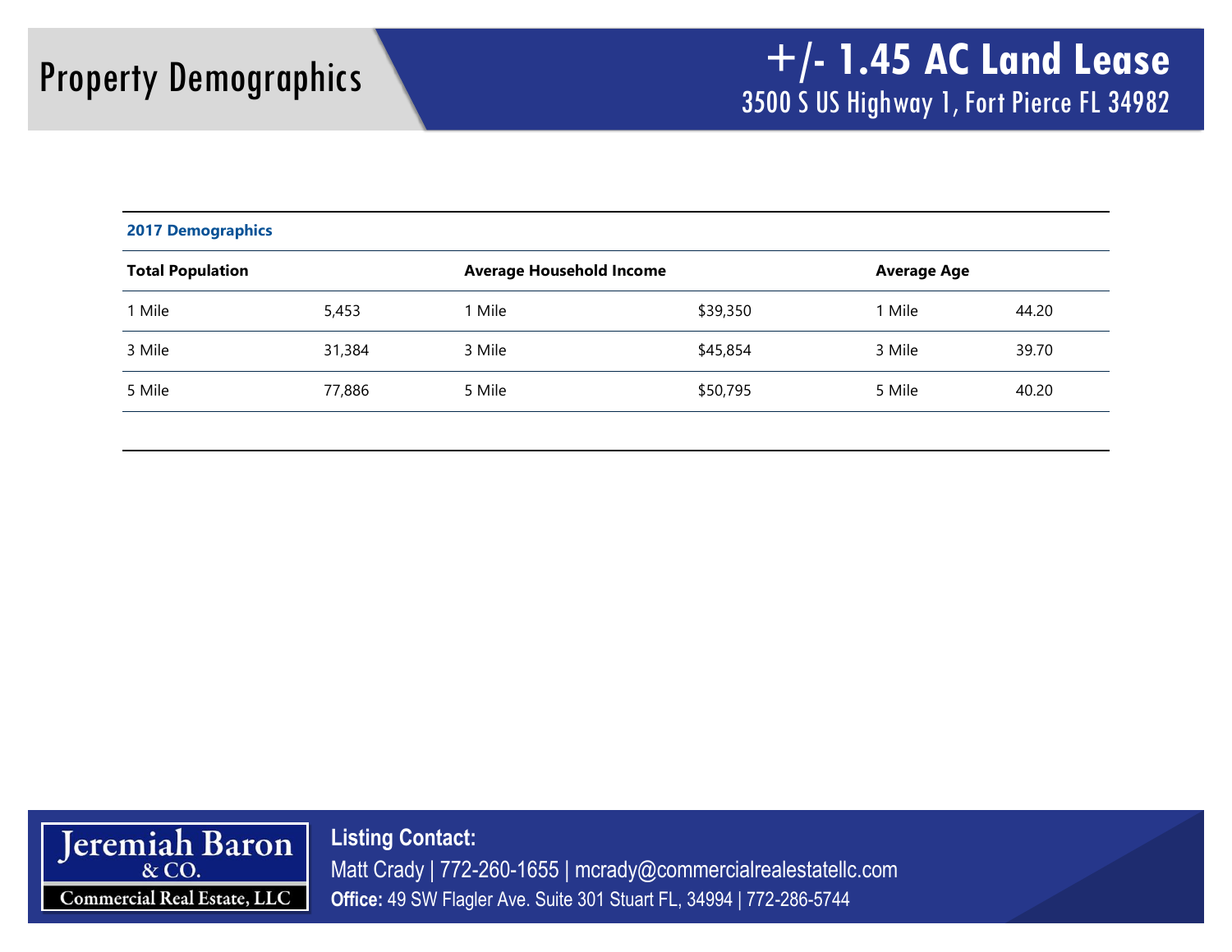# Property Demographics

## +/- 1.45 AC Land Lease

3500 S US Highway 1, Fort Pierce FL 34982

**2017 Demographics**

| **Total Population** | | **Average Household Income** | | **Average Age** | |
|---|---|---|---|---|---|
| 1 Mile | 5,453 | 1 Mile | $39,350 | 1 Mile | 44.20 |
| 3 Mile | 31,384 | 3 Mile | $45,854 | 3 Mile | 39.70 |
| 5 Mile | 77,886 | 5 Mile | $50,795 | 5 Mile | 40.20 |

Jeremiah Baron & CO. Commercial Real Estate, LLC

**Listing Contact:**

Matt Crady | 772-260-1655 | mcrady@commercialrealestatellc.com

**Office:** 49 SW Flagler Ave. Suite 301 Stuart FL, 34994 | 772-286-5744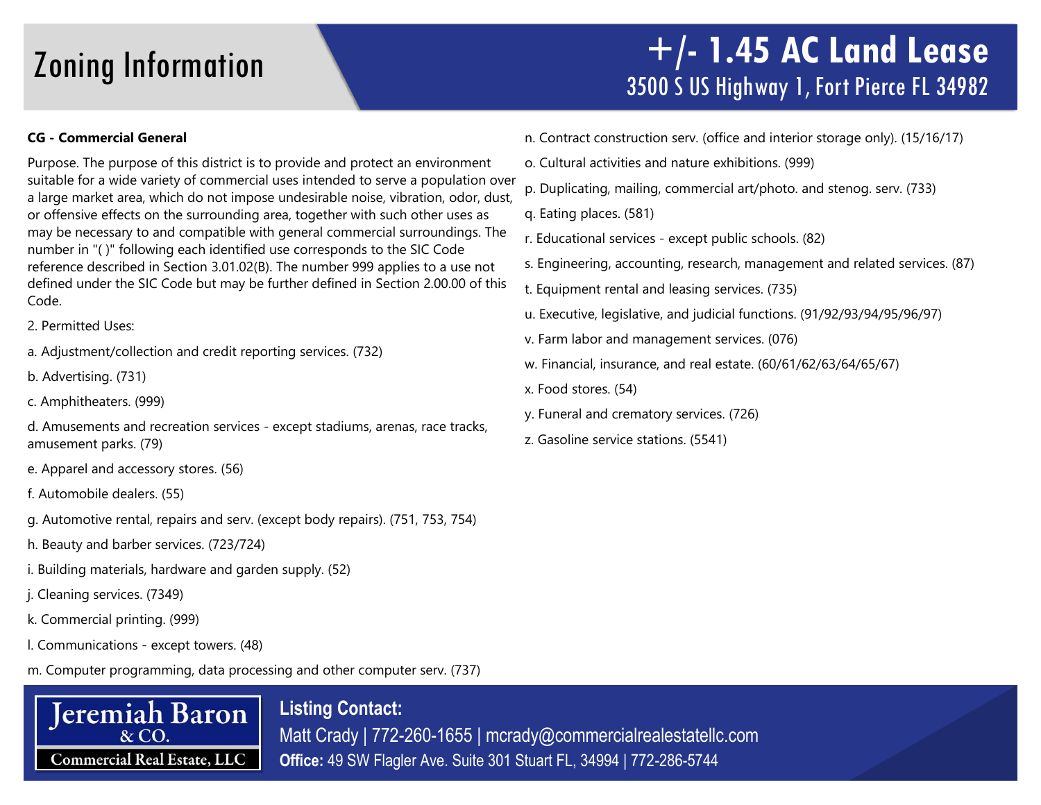# Zoning Information

## +/- 1.45 AC Land Lease

3500 S US Highway 1, Fort Pierce FL 34982

**CG - Commercial General**

Purpose. The purpose of this district is to provide and protect an environment suitable for a wide variety of commercial uses intended to serve a population over a large market area, which do not impose undesirable noise, vibration, odor, dust, or offensive effects on the surrounding area, together with such other uses as may be necessary to and compatible with general commercial surroundings. The number in "( )" following each identified use corresponds to the SIC Code reference described in Section 3.01.02(B). The number 999 applies to a use not defined under the SIC Code but may be further defined in Section 2.00.00 of this Code.

2. Permitted Uses:

a. Adjustment/collection and credit reporting services. (732)

b. Advertising. (731)

c. Amphitheaters. (999)

d. Amusements and recreation services - except stadiums, arenas, race tracks, amusement parks. (79)

e. Apparel and accessory stores. (56)

f. Automobile dealers. (55)

g. Automotive rental, repairs and serv. (except body repairs). (751, 753, 754)

h. Beauty and barber services. (723/724)

i. Building materials, hardware and garden supply. (52)

j. Cleaning services. (7349)

k. Commercial printing. (999)

l. Communications - except towers. (48)

m. Computer programming, data processing and other computer serv. (737)

n. Contract construction serv. (office and interior storage only). (15/16/17)

o. Cultural activities and nature exhibitions. (999)

p. Duplicating, mailing, commercial art/photo. and stenog. serv. (733)

q. Eating places. (581)

r. Educational services - except public schools. (82)

s. Engineering, accounting, research, management and related services. (87)

t. Equipment rental and leasing services. (735)

u. Executive, legislative, and judicial functions. (91/92/93/94/95/96/97)

v. Farm labor and management services. (076)

w. Financial, insurance, and real estate. (60/61/62/63/64/65/67)

x. Food stores. (54)

y. Funeral and crematory services. (726)

z. Gasoline service stations. (5541)

Jeremiah Baron & CO. Commercial Real Estate, LLC

**Listing Contact:**

Matt Crady | 772-260-1655 | mcrady@commercialrealestatellc.com

**Office:** 49 SW Flagler Ave. Suite 301 Stuart FL, 34994 | 772-286-5744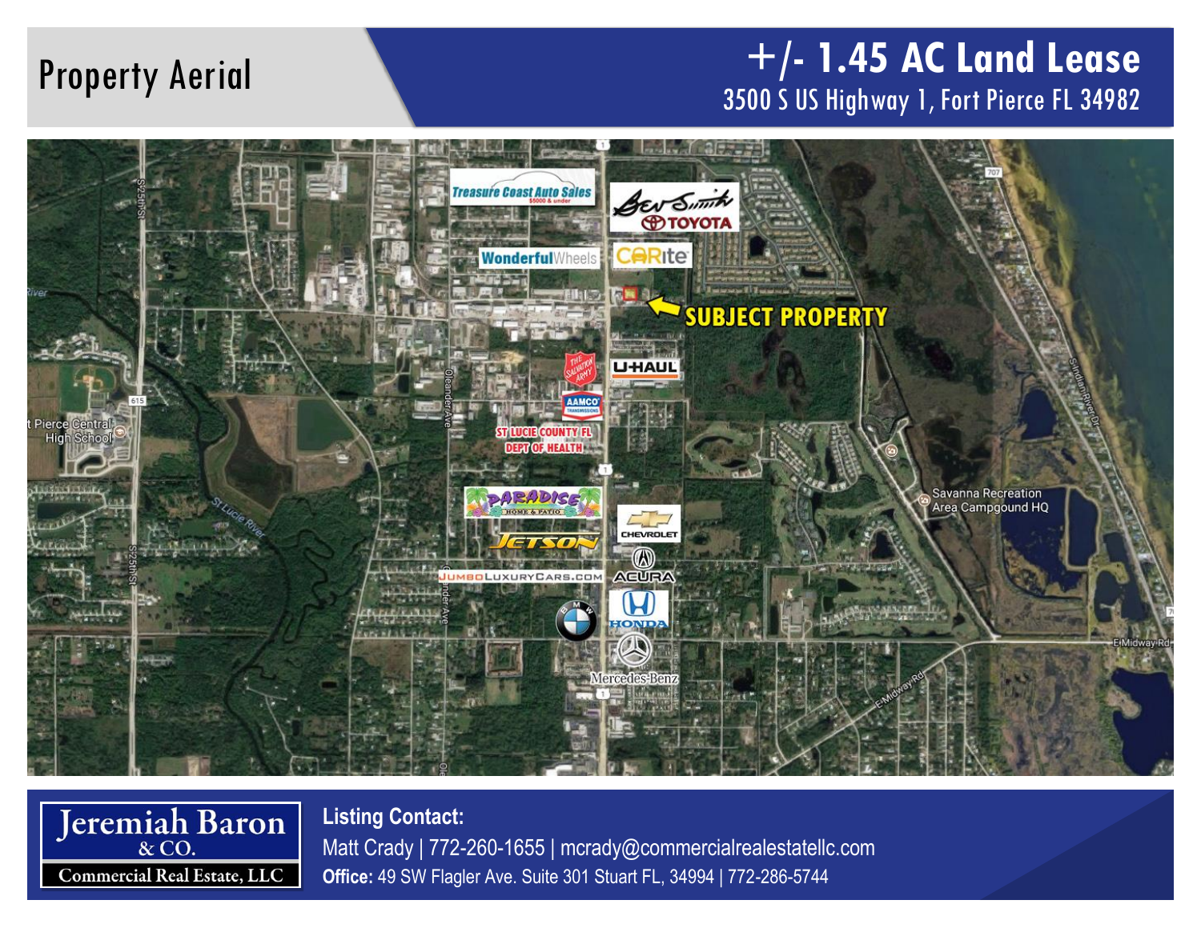# Property Aerial

## +/- 1.45 AC Land Lease

3500 S US Highway 1, Fort Pierce FL 34982

Treasure Coast Auto Sales
$5000 & under

Ben Smith TOYOTA

Wonderful Wheels

CARite

SUBJECT PROPERTY

THE SALVATION ARMY

U-HAUL

AAMCO TRANSMISSIONS

ST LUCIE COUNTY FL DEPT OF HEALTH

PARADISE HOME & PATIO

JETSON

CHEVROLET

JUMBOLUXURYCARS.COM

ACURA

BMW

HONDA

Mercedes-Benz

Fort Pierce Central High School

St Lucie River

Savanna Recreation Area Campgound HQ

S 25th St

Oleander Ave

Indian River Dr

E Midway Rd

Jeremiah Baron & CO. Commercial Real Estate, LLC

**Listing Contact:**

Matt Crady | 772-260-1655 | mcrady@commercialrealestatellc.com

**Office:** 49 SW Flagler Ave. Suite 301 Stuart FL, 34994 | 772-286-5744